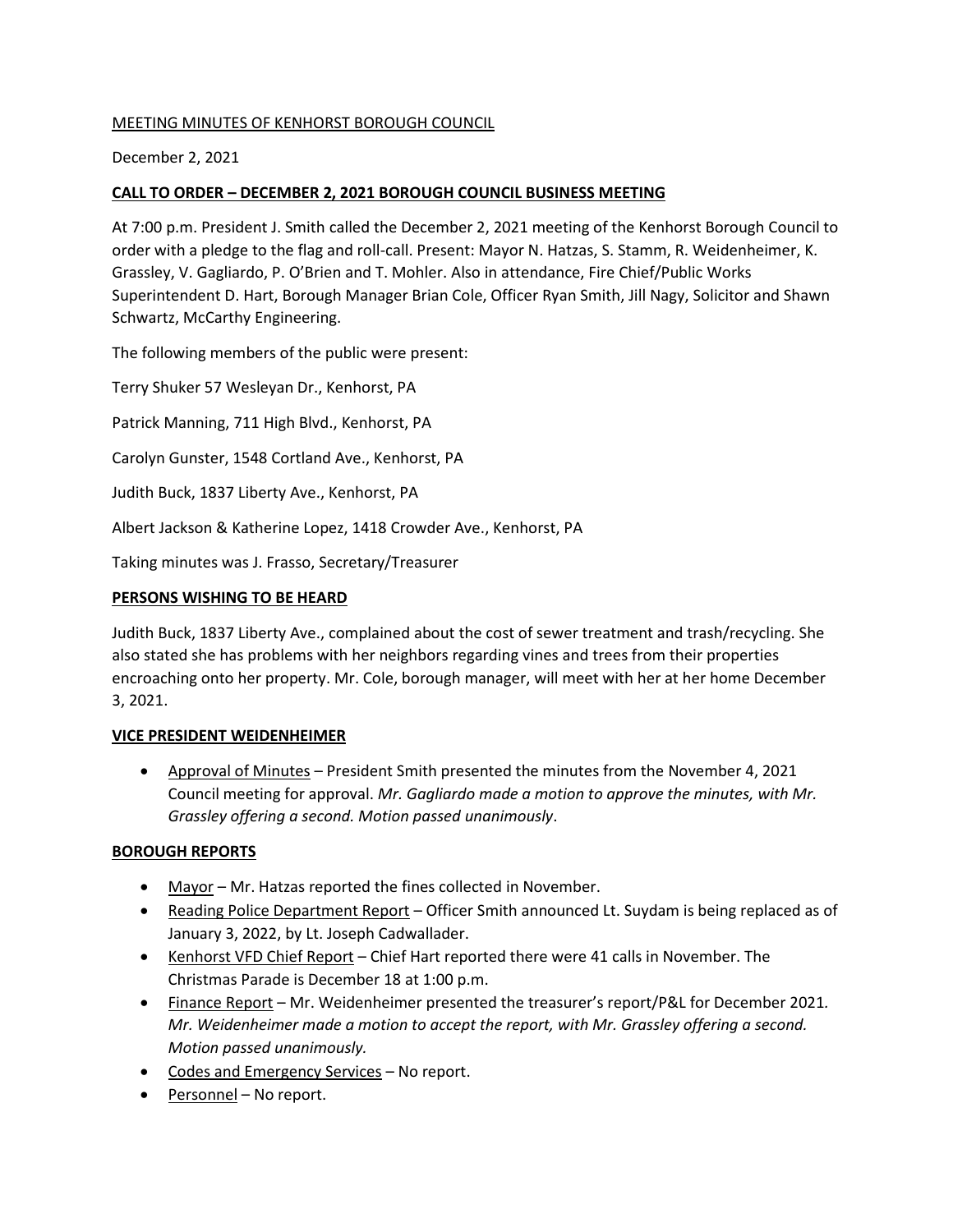MEETING MINUTES OF KENHORST BOROUGH COUNCIL

December 2, 2021

## CALL TO ORDER – DECEMBER 2, 2021 BOROUGH COUNCIL BUSINESS MEETING

At 7:00 p.m. President J. Smith called the December 2, 2021 meeting of the Kenhorst Borough Council to order with a pledge to the flag and roll-call. Present: Mayor N. Hatzas, S. Stamm, R. Weidenheimer, K. Grassley, V. Gagliardo, P. O'Brien and T. Mohler. Also in attendance, Fire Chief/Public Works Superintendent D. Hart, Borough Manager Brian Cole, Officer Ryan Smith, Jill Nagy, Solicitor and Shawn Schwartz, McCarthy Engineering.

The following members of the public were present:

Terry Shuker 57 Wesleyan Dr., Kenhorst, PA

Patrick Manning, 711 High Blvd., Kenhorst, PA

Carolyn Gunster, 1548 Cortland Ave., Kenhorst, PA

Judith Buck, 1837 Liberty Ave., Kenhorst, PA

Albert Jackson & Katherine Lopez, 1418 Crowder Ave., Kenhorst, PA

Taking minutes was J. Frasso, Secretary/Treasurer

## PERSONS WISHING TO BE HEARD

Judith Buck, 1837 Liberty Ave., complained about the cost of sewer treatment and trash/recycling. She also stated she has problems with her neighbors regarding vines and trees from their properties encroaching onto her property. Mr. Cole, borough manager, will meet with her at her home December 3, 2021.

## VICE PRESIDENT WEIDENHEIMER

- Approval of Minutes – President Smith presented the minutes from the November 4, 2021 Council meeting for approval. *Mr. Gagliardo made a motion to approve the minutes, with Mr. Grassley offering a second. Motion passed unanimously*.

## BOROUGH REPORTS

- Mayor – Mr. Hatzas reported the fines collected in November.
- Reading Police Department Report – Officer Smith announced Lt. Suydam is being replaced as of January 3, 2022, by Lt. Joseph Cadwallader.
- Kenhorst VFD Chief Report – Chief Hart reported there were 41 calls in November. The Christmas Parade is December 18 at 1:00 p.m.
- Finance Report – Mr. Weidenheimer presented the treasurer's report/P&L for December 2021. *Mr. Weidenheimer made a motion to accept the report, with Mr. Grassley offering a second. Motion passed unanimously.*
- Codes and Emergency Services – No report.
- Personnel – No report.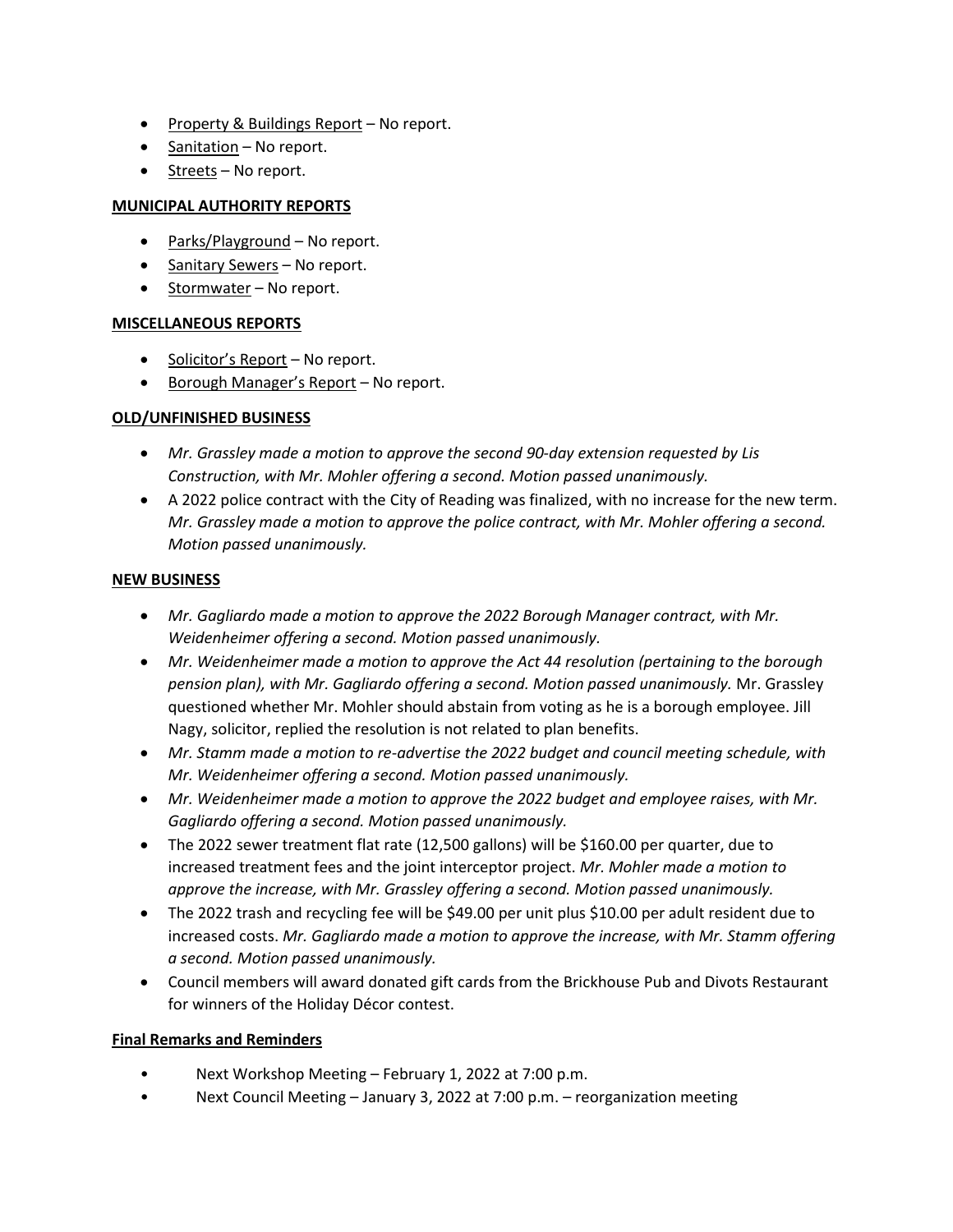- Property & Buildings Report – No report.
- Sanitation – No report.
- Streets – No report.

**MUNICIPAL AUTHORITY REPORTS**

- Parks/Playground – No report.
- Sanitary Sewers – No report.
- Stormwater – No report.

**MISCELLANEOUS REPORTS**

- Solicitor's Report – No report.
- Borough Manager's Report – No report.

**OLD/UNFINISHED BUSINESS**

- *Mr. Grassley made a motion to approve the second 90-day extension requested by Lis Construction, with Mr. Mohler offering a second. Motion passed unanimously.*
- A 2022 police contract with the City of Reading was finalized, with no increase for the new term. *Mr. Grassley made a motion to approve the police contract, with Mr. Mohler offering a second. Motion passed unanimously.*

**NEW BUSINESS**

- *Mr. Gagliardo made a motion to approve the 2022 Borough Manager contract, with Mr. Weidenheimer offering a second. Motion passed unanimously.*
- *Mr. Weidenheimer made a motion to approve the Act 44 resolution (pertaining to the borough pension plan), with Mr. Gagliardo offering a second. Motion passed unanimously.* Mr. Grassley questioned whether Mr. Mohler should abstain from voting as he is a borough employee. Jill Nagy, solicitor, replied the resolution is not related to plan benefits.
- *Mr. Stamm made a motion to re-advertise the 2022 budget and council meeting schedule, with Mr. Weidenheimer offering a second. Motion passed unanimously.*
- *Mr. Weidenheimer made a motion to approve the 2022 budget and employee raises, with Mr. Gagliardo offering a second. Motion passed unanimously.*
- The 2022 sewer treatment flat rate (12,500 gallons) will be $160.00 per quarter, due to increased treatment fees and the joint interceptor project. *Mr. Mohler made a motion to approve the increase, with Mr. Grassley offering a second. Motion passed unanimously.*
- The 2022 trash and recycling fee will be $49.00 per unit plus $10.00 per adult resident due to increased costs. *Mr. Gagliardo made a motion to approve the increase, with Mr. Stamm offering a second. Motion passed unanimously.*
- Council members will award donated gift cards from the Brickhouse Pub and Divots Restaurant for winners of the Holiday Décor contest.

**Final Remarks and Reminders**

- Next Workshop Meeting – February 1, 2022 at 7:00 p.m.
- Next Council Meeting – January 3, 2022 at 7:00 p.m. – reorganization meeting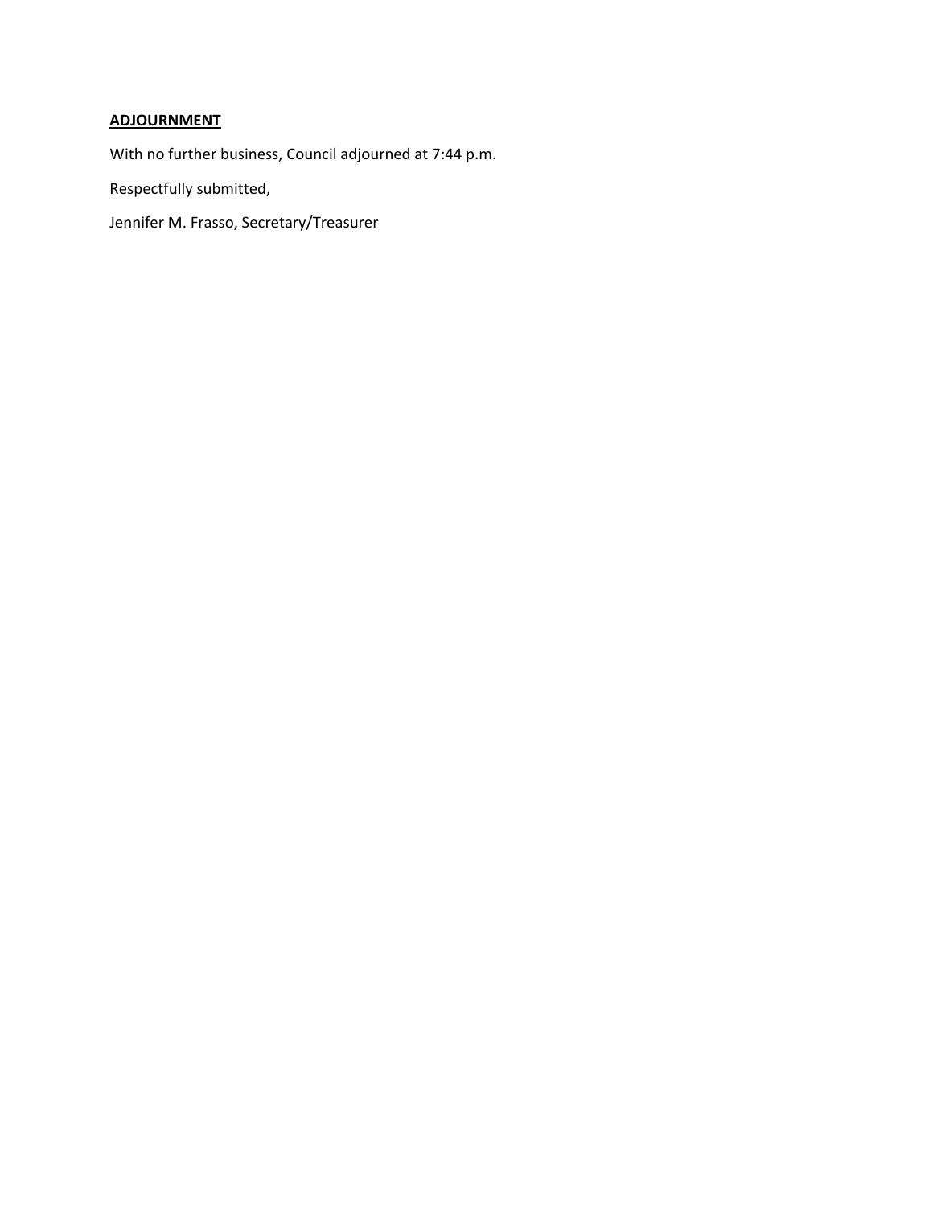**ADJOURNMENT**

With no further business, Council adjourned at 7:44 p.m.

Respectfully submitted,

Jennifer M. Frasso, Secretary/Treasurer